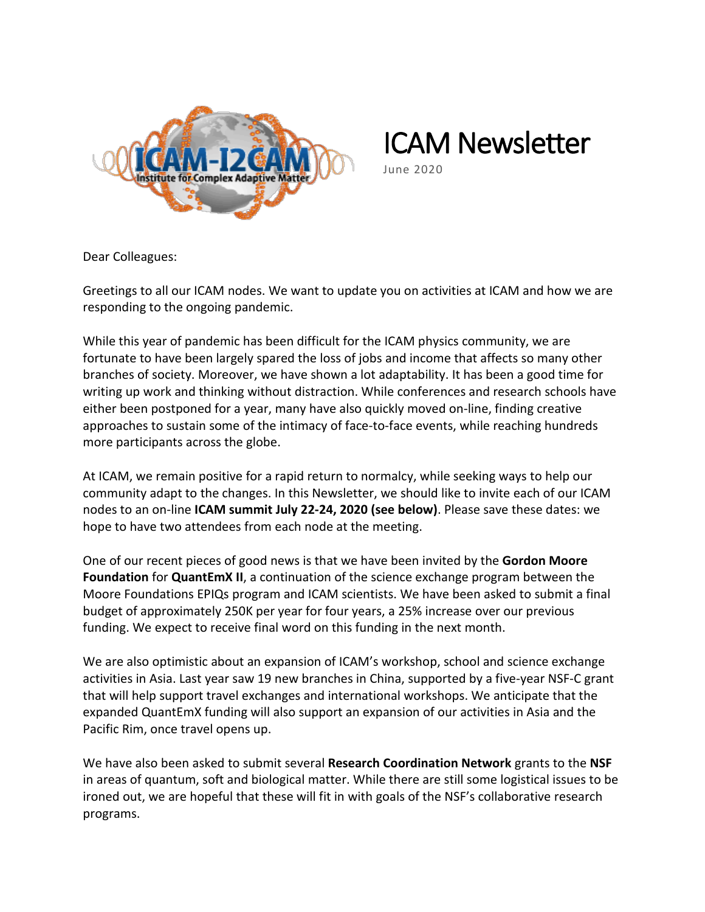# ICAM Newsletter

June 2020

Dear Colleagues:

Greetings to all our ICAM nodes. We want to update you on activities at ICAM and how we are responding to the ongoing pandemic.

While this year of pandemic has been difficult for the ICAM physics community, we are fortunate to have been largely spared the loss of jobs and income that affects so many other branches of society. Moreover, we have shown a lot adaptability. It has been a good time for writing up work and thinking without distraction. While conferences and research schools have either been postponed for a year, many have also quickly moved on-line, finding creative approaches to sustain some of the intimacy of face-to-face events, while reaching hundreds more participants across the globe.

At ICAM, we remain positive for a rapid return to normalcy, while seeking ways to help our community adapt to the changes. In this Newsletter, we should like to invite each of our ICAM nodes to an on-line **ICAM summit July 22-24, 2020 (see below)**. Please save these dates: we hope to have two attendees from each node at the meeting.

One of our recent pieces of good news is that we have been invited by the **Gordon Moore Foundation** for **QuantEmX II**, a continuation of the science exchange program between the Moore Foundations EPIQs program and ICAM scientists. We have been asked to submit a final budget of approximately 250K per year for four years, a 25% increase over our previous funding. We expect to receive final word on this funding in the next month.

We are also optimistic about an expansion of ICAM's workshop, school and science exchange activities in Asia. Last year saw 19 new branches in China, supported by a five-year NSF-C grant that will help support travel exchanges and international workshops. We anticipate that the expanded QuantEmX funding will also support an expansion of our activities in Asia and the Pacific Rim, once travel opens up.

We have also been asked to submit several **Research Coordination Network** grants to the **NSF** in areas of quantum, soft and biological matter. While there are still some logistical issues to be ironed out, we are hopeful that these will fit in with goals of the NSF's collaborative research programs.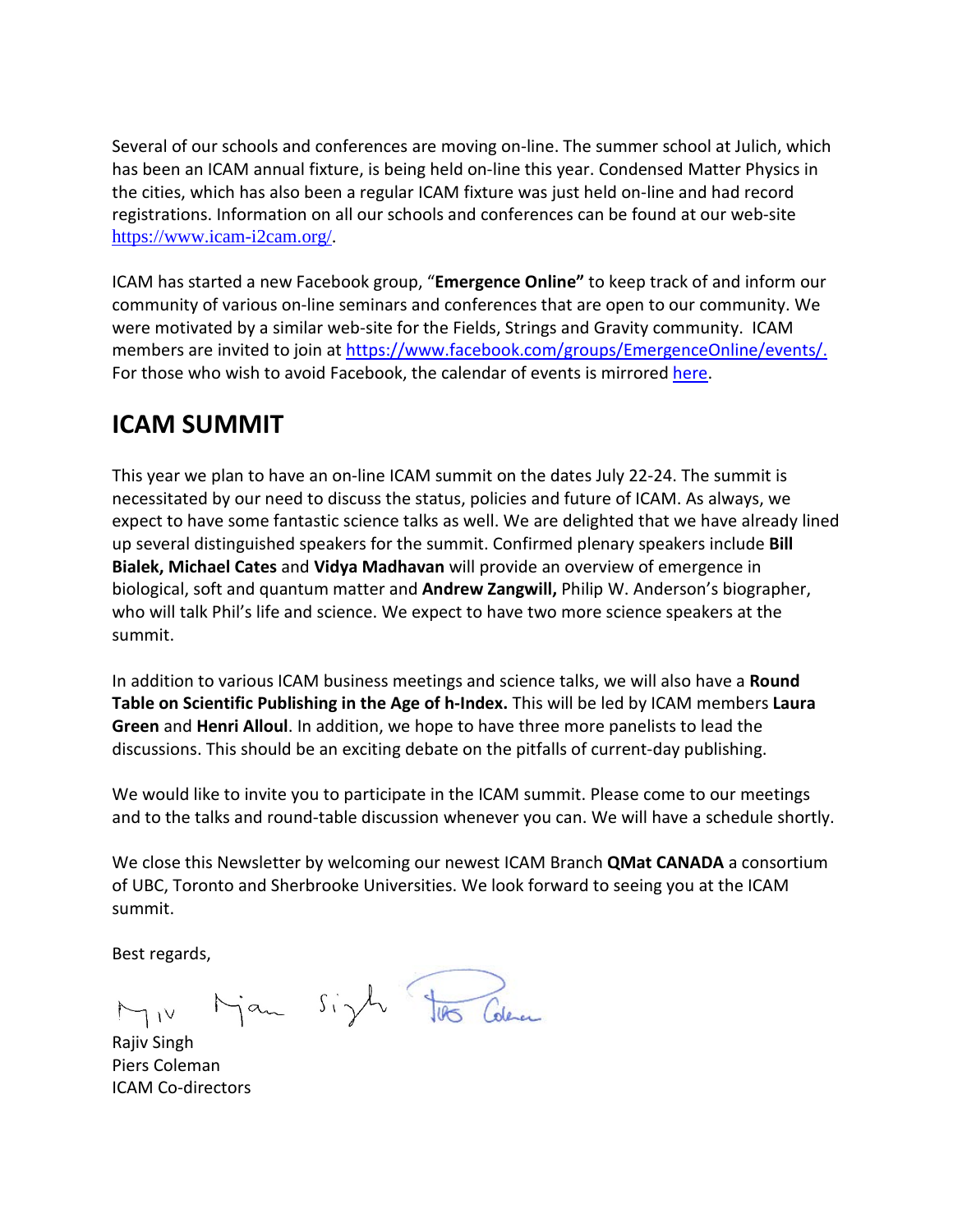Several of our schools and conferences are moving on-line. The summer school at Julich, which has been an ICAM annual fixture, is being held on-line this year. Condensed Matter Physics in the cities, which has also been a regular ICAM fixture was just held on-line and had record registrations. Information on all our schools and conferences can be found at our web-site https://www.icam-i2cam.org/.

ICAM has started a new Facebook group, "**Emergence Online"** to keep track of and inform our community of various on-line seminars and conferences that are open to our community. We were motivated by a similar web-site for the Fields, Strings and Gravity community. ICAM members are invited to join at https://www.facebook.com/groups/EmergenceOnline/events/. For those who wish to avoid Facebook, the calendar of events is mirrored here.

## ICAM SUMMIT

This year we plan to have an on-line ICAM summit on the dates July 22-24. The summit is necessitated by our need to discuss the status, policies and future of ICAM. As always, we expect to have some fantastic science talks as well. We are delighted that we have already lined up several distinguished speakers for the summit. Confirmed plenary speakers include **Bill Bialek, Michael Cates** and **Vidya Madhavan** will provide an overview of emergence in biological, soft and quantum matter and **Andrew Zangwill,** Philip W. Anderson's biographer, who will talk Phil's life and science. We expect to have two more science speakers at the summit.

In addition to various ICAM business meetings and science talks, we will also have a **Round Table on Scientific Publishing in the Age of h-Index.** This will be led by ICAM members **Laura Green** and **Henri Alloul**. In addition, we hope to have three more panelists to lead the discussions. This should be an exciting debate on the pitfalls of current-day publishing.

We would like to invite you to participate in the ICAM summit. Please come to our meetings and to the talks and round-table discussion whenever you can. We will have a schedule shortly.

We close this Newsletter by welcoming our newest ICAM Branch **QMat CANADA** a consortium of UBC, Toronto and Sherbrooke Universities. We look forward to seeing you at the ICAM summit.

Best regards,

Rajiv Singh
Piers Coleman
ICAM Co-directors